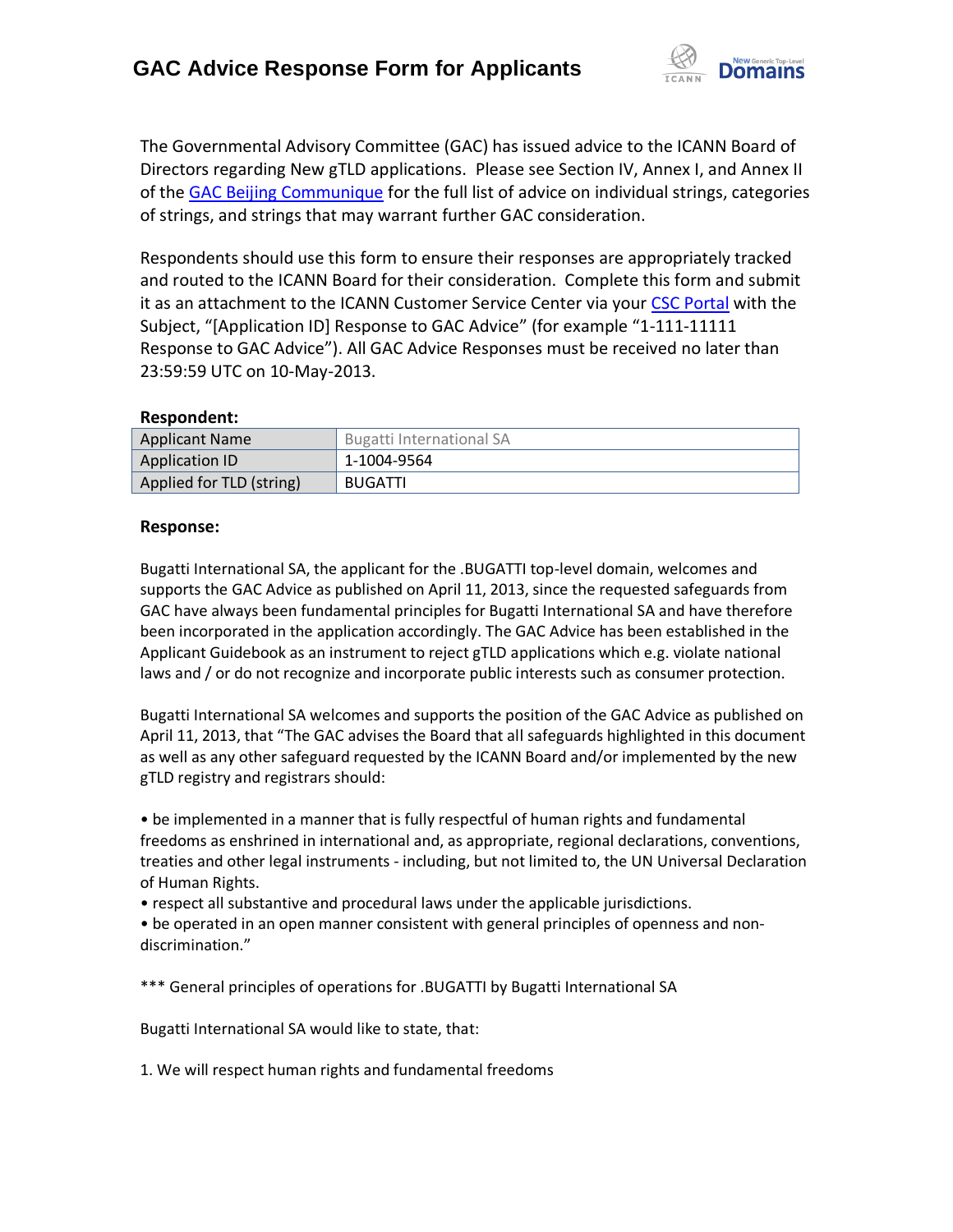# GAC Advice Response Form for Applicants

The Governmental Advisory Committee (GAC) has issued advice to the ICANN Board of Directors regarding New gTLD applications. Please see Section IV, Annex I, and Annex II of the GAC Beijing Communique for the full list of advice on individual strings, categories of strings, and strings that may warrant further GAC consideration.

Respondents should use this form to ensure their responses are appropriately tracked and routed to the ICANN Board for their consideration. Complete this form and submit it as an attachment to the ICANN Customer Service Center via your CSC Portal with the Subject, "[Application ID] Response to GAC Advice" (for example "1-111-11111 Response to GAC Advice"). All GAC Advice Responses must be received no later than 23:59:59 UTC on 10-May-2013.

**Respondent:**

| Applicant Name | Bugatti International SA |
|---|---|
| Application ID | 1-1004-9564 |
| Applied for TLD (string) | BUGATTI |

**Response:**

Bugatti International SA, the applicant for the .BUGATTI top-level domain, welcomes and supports the GAC Advice as published on April 11, 2013, since the requested safeguards from GAC have always been fundamental principles for Bugatti International SA and have therefore been incorporated in the application accordingly. The GAC Advice has been established in the Applicant Guidebook as an instrument to reject gTLD applications which e.g. violate national laws and / or do not recognize and incorporate public interests such as consumer protection.

Bugatti International SA welcomes and supports the position of the GAC Advice as published on April 11, 2013, that "The GAC advises the Board that all safeguards highlighted in this document as well as any other safeguard requested by the ICANN Board and/or implemented by the new gTLD registry and registrars should:

• be implemented in a manner that is fully respectful of human rights and fundamental freedoms as enshrined in international and, as appropriate, regional declarations, conventions, treaties and other legal instruments - including, but not limited to, the UN Universal Declaration of Human Rights.
• respect all substantive and procedural laws under the applicable jurisdictions.
• be operated in an open manner consistent with general principles of openness and non-discrimination."

*** General principles of operations for .BUGATTI by Bugatti International SA

Bugatti International SA would like to state, that:

1. We will respect human rights and fundamental freedoms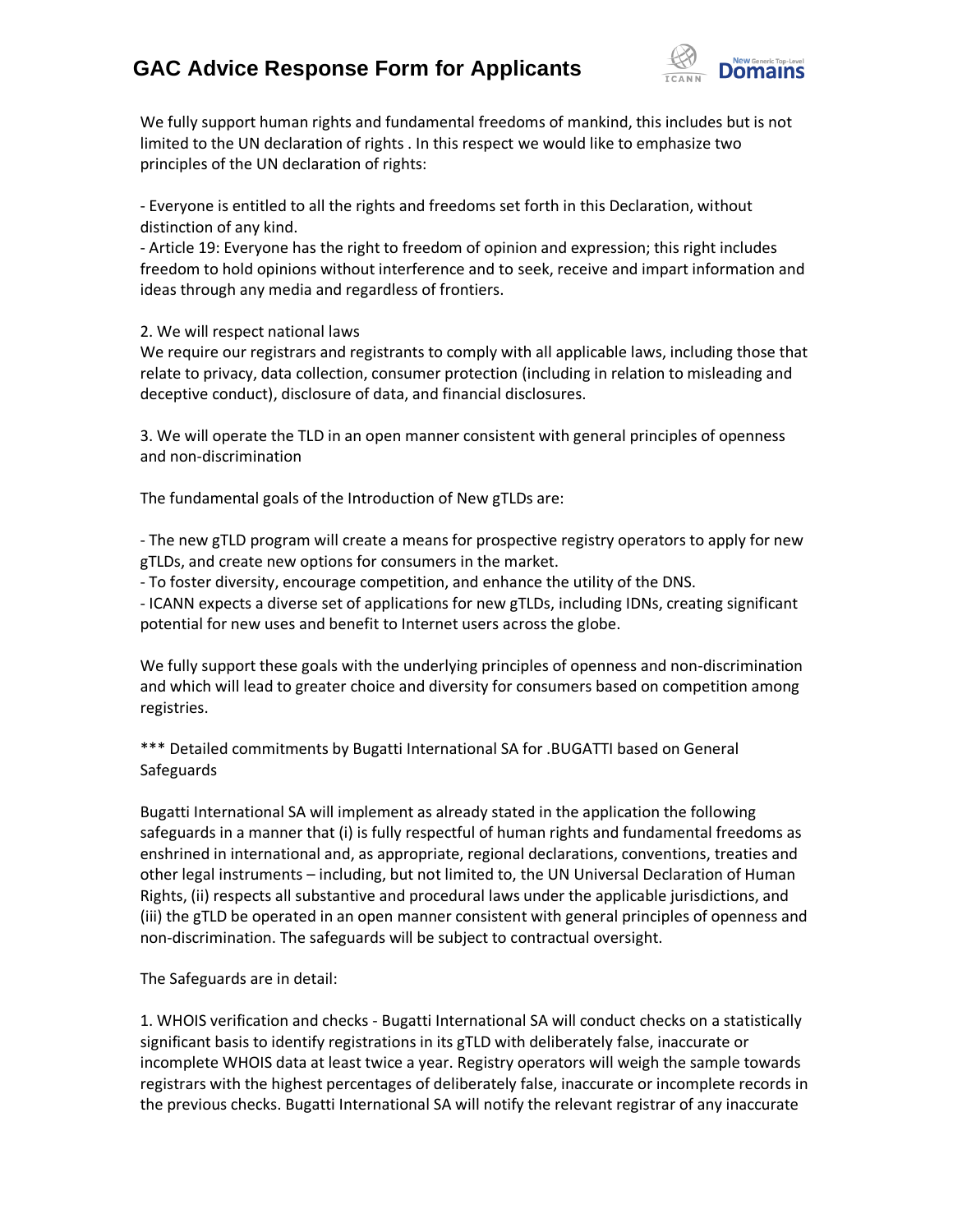We fully support human rights and fundamental freedoms of mankind, this includes but is not limited to the UN declaration of rights . In this respect we would like to emphasize two principles of the UN declaration of rights:

- Everyone is entitled to all the rights and freedoms set forth in this Declaration, without distinction of any kind.
- Article 19: Everyone has the right to freedom of opinion and expression; this right includes freedom to hold opinions without interference and to seek, receive and impart information and ideas through any media and regardless of frontiers.

2. We will respect national laws

We require our registrars and registrants to comply with all applicable laws, including those that relate to privacy, data collection, consumer protection (including in relation to misleading and deceptive conduct), disclosure of data, and financial disclosures.

3. We will operate the TLD in an open manner consistent with general principles of openness and non-discrimination

The fundamental goals of the Introduction of New gTLDs are:

- The new gTLD program will create a means for prospective registry operators to apply for new gTLDs, and create new options for consumers in the market.
- To foster diversity, encourage competition, and enhance the utility of the DNS.
- ICANN expects a diverse set of applications for new gTLDs, including IDNs, creating significant potential for new uses and benefit to Internet users across the globe.

We fully support these goals with the underlying principles of openness and non-discrimination and which will lead to greater choice and diversity for consumers based on competition among registries.

*** Detailed commitments by Bugatti International SA for .BUGATTI based on General Safeguards

Bugatti International SA will implement as already stated in the application the following safeguards in a manner that (i) is fully respectful of human rights and fundamental freedoms as enshrined in international and, as appropriate, regional declarations, conventions, treaties and other legal instruments – including, but not limited to, the UN Universal Declaration of Human Rights, (ii) respects all substantive and procedural laws under the applicable jurisdictions, and (iii) the gTLD be operated in an open manner consistent with general principles of openness and non-discrimination. The safeguards will be subject to contractual oversight.

The Safeguards are in detail:

1. WHOIS verification and checks - Bugatti International SA will conduct checks on a statistically significant basis to identify registrations in its gTLD with deliberately false, inaccurate or incomplete WHOIS data at least twice a year. Registry operators will weigh the sample towards registrars with the highest percentages of deliberately false, inaccurate or incomplete records in the previous checks. Bugatti International SA will notify the relevant registrar of any inaccurate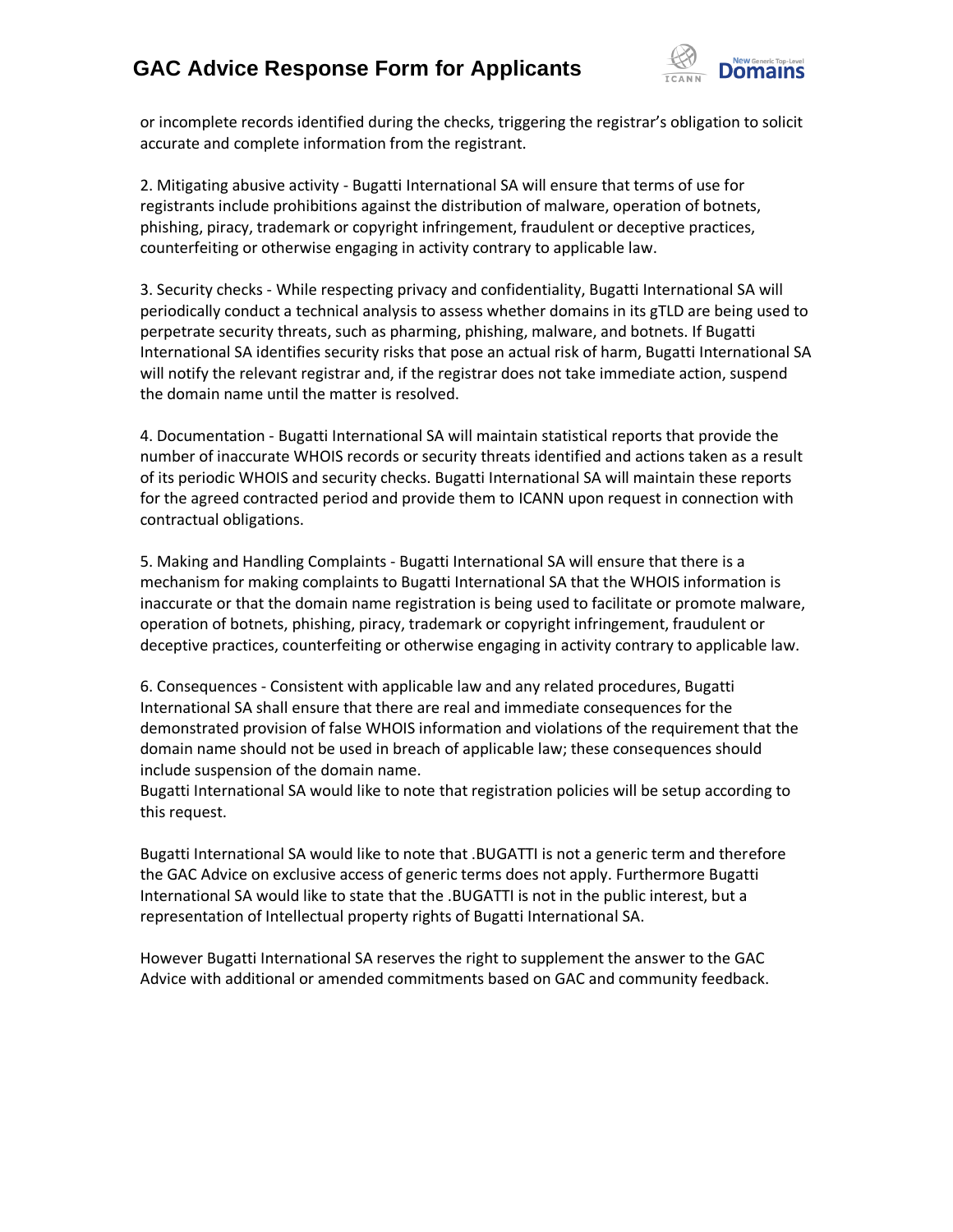or incomplete records identified during the checks, triggering the registrar's obligation to solicit accurate and complete information from the registrant.

2. Mitigating abusive activity - Bugatti International SA will ensure that terms of use for registrants include prohibitions against the distribution of malware, operation of botnets, phishing, piracy, trademark or copyright infringement, fraudulent or deceptive practices, counterfeiting or otherwise engaging in activity contrary to applicable law.

3. Security checks - While respecting privacy and confidentiality, Bugatti International SA will periodically conduct a technical analysis to assess whether domains in its gTLD are being used to perpetrate security threats, such as pharming, phishing, malware, and botnets. If Bugatti International SA identifies security risks that pose an actual risk of harm, Bugatti International SA will notify the relevant registrar and, if the registrar does not take immediate action, suspend the domain name until the matter is resolved.

4. Documentation - Bugatti International SA will maintain statistical reports that provide the number of inaccurate WHOIS records or security threats identified and actions taken as a result of its periodic WHOIS and security checks. Bugatti International SA will maintain these reports for the agreed contracted period and provide them to ICANN upon request in connection with contractual obligations.

5. Making and Handling Complaints - Bugatti International SA will ensure that there is a mechanism for making complaints to Bugatti International SA that the WHOIS information is inaccurate or that the domain name registration is being used to facilitate or promote malware, operation of botnets, phishing, piracy, trademark or copyright infringement, fraudulent or deceptive practices, counterfeiting or otherwise engaging in activity contrary to applicable law.

6. Consequences - Consistent with applicable law and any related procedures, Bugatti International SA shall ensure that there are real and immediate consequences for the demonstrated provision of false WHOIS information and violations of the requirement that the domain name should not be used in breach of applicable law; these consequences should include suspension of the domain name.
Bugatti International SA would like to note that registration policies will be setup according to this request.

Bugatti International SA would like to note that .BUGATTI is not a generic term and therefore the GAC Advice on exclusive access of generic terms does not apply. Furthermore Bugatti International SA would like to state that the .BUGATTI is not in the public interest, but a representation of Intellectual property rights of Bugatti International SA.

However Bugatti International SA reserves the right to supplement the answer to the GAC Advice with additional or amended commitments based on GAC and community feedback.